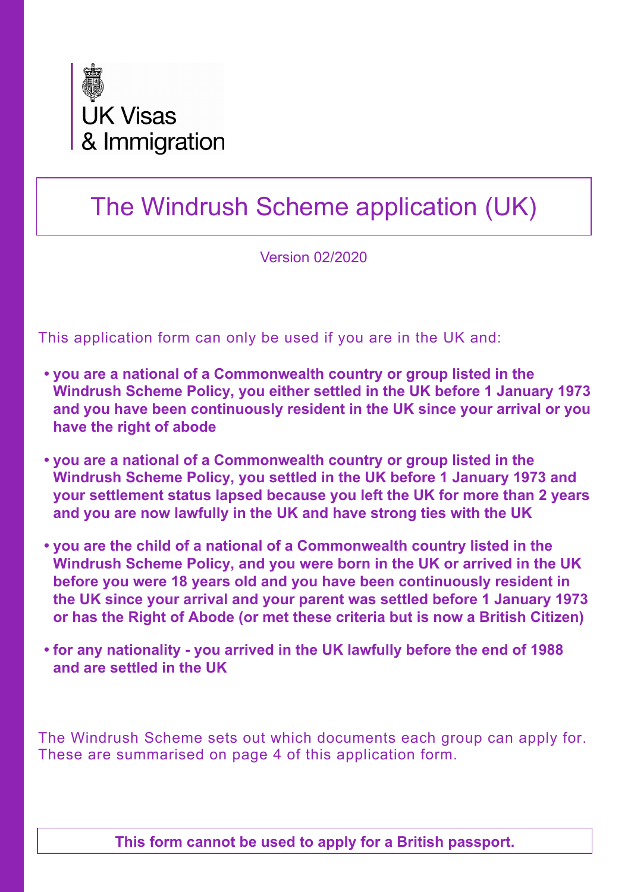UK Visas
& Immigration

# The Windrush Scheme application (UK)

Version 02/2020

This application form can only be used if you are in the UK and:

- **you are a national of a Commonwealth country or group listed in the Windrush Scheme Policy, you either settled in the UK before 1 January 1973 and you have been continuously resident in the UK since your arrival or you have the right of abode**
- **you are a national of a Commonwealth country or group listed in the Windrush Scheme Policy, you settled in the UK before 1 January 1973 and your settlement status lapsed because you left the UK for more than 2 years and you are now lawfully in the UK and have strong ties with the UK**
- **you are the child of a national of a Commonwealth country listed in the Windrush Scheme Policy, and you were born in the UK or arrived in the UK before you were 18 years old and you have been continuously resident in the UK since your arrival and your parent was settled before 1 January 1973 or has the Right of Abode (or met these criteria but is now a British Citizen)**
- **for any nationality - you arrived in the UK lawfully before the end of 1988 and are settled in the UK**

The Windrush Scheme sets out which documents each group can apply for. These are summarised on page 4 of this application form.

**This form cannot be used to apply for a British passport.**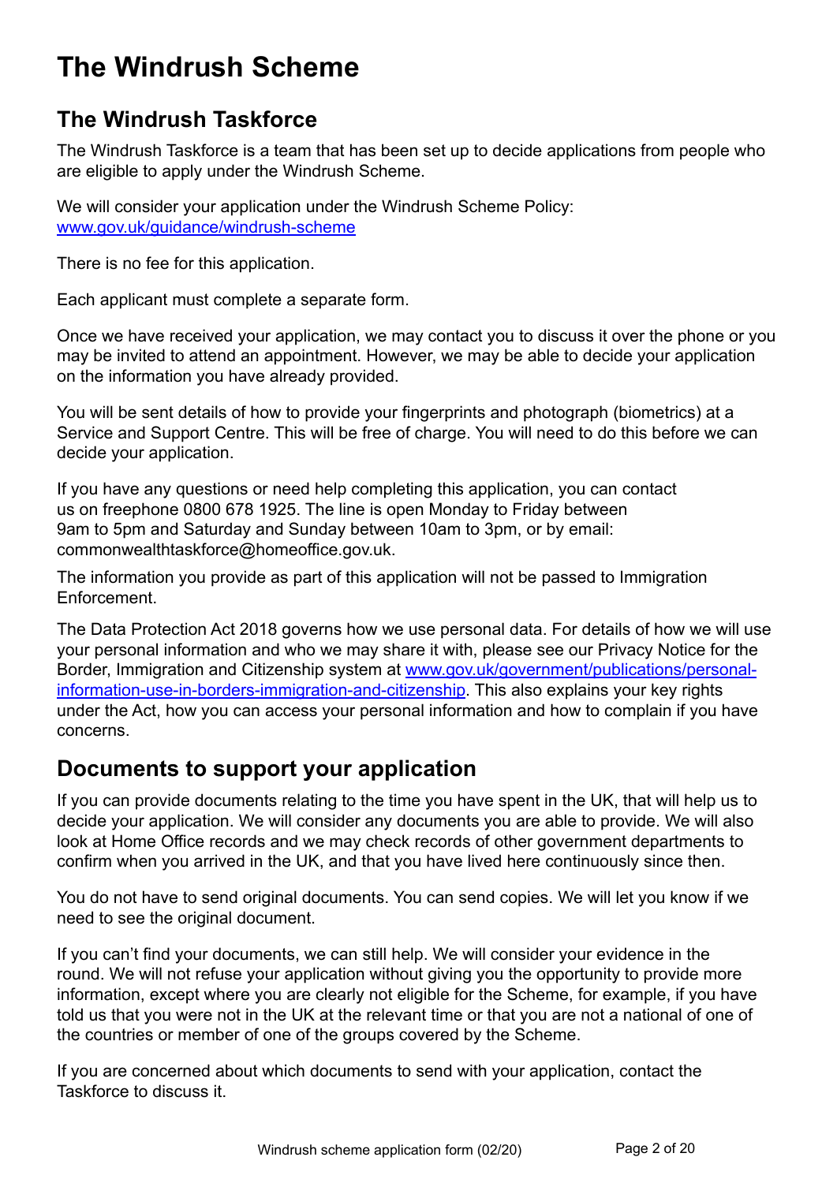# The Windrush Scheme

## The Windrush Taskforce

The Windrush Taskforce is a team that has been set up to decide applications from people who are eligible to apply under the Windrush Scheme.

We will consider your application under the Windrush Scheme Policy:
[www.gov.uk/guidance/windrush-scheme](http://www.gov.uk/guidance/windrush-scheme)

There is no fee for this application.

Each applicant must complete a separate form.

Once we have received your application, we may contact you to discuss it over the phone or you may be invited to attend an appointment. However, we may be able to decide your application on the information you have already provided.

You will be sent details of how to provide your fingerprints and photograph (biometrics) at a Service and Support Centre. This will be free of charge. You will need to do this before we can decide your application.

If you have any questions or need help completing this application, you can contact us on freephone 0800 678 1925. The line is open Monday to Friday between 9am to 5pm and Saturday and Sunday between 10am to 3pm, or by email: commonwealthtaskforce@homeoffice.gov.uk.

The information you provide as part of this application will not be passed to Immigration Enforcement.

The Data Protection Act 2018 governs how we use personal data. For details of how we will use your personal information and who we may share it with, please see our Privacy Notice for the Border, Immigration and Citizenship system at [www.gov.uk/government/publications/personal-information-use-in-borders-immigration-and-citizenship](http://www.gov.uk/government/publications/personal-information-use-in-borders-immigration-and-citizenship). This also explains your key rights under the Act, how you can access your personal information and how to complain if you have concerns.

## Documents to support your application

If you can provide documents relating to the time you have spent in the UK, that will help us to decide your application. We will consider any documents you are able to provide. We will also look at Home Office records and we may check records of other government departments to confirm when you arrived in the UK, and that you have lived here continuously since then.

You do not have to send original documents. You can send copies. We will let you know if we need to see the original document.

If you can't find your documents, we can still help. We will consider your evidence in the round. We will not refuse your application without giving you the opportunity to provide more information, except where you are clearly not eligible for the Scheme, for example, if you have told us that you were not in the UK at the relevant time or that you are not a national of one of the countries or member of one of the groups covered by the Scheme.

If you are concerned about which documents to send with your application, contact the Taskforce to discuss it.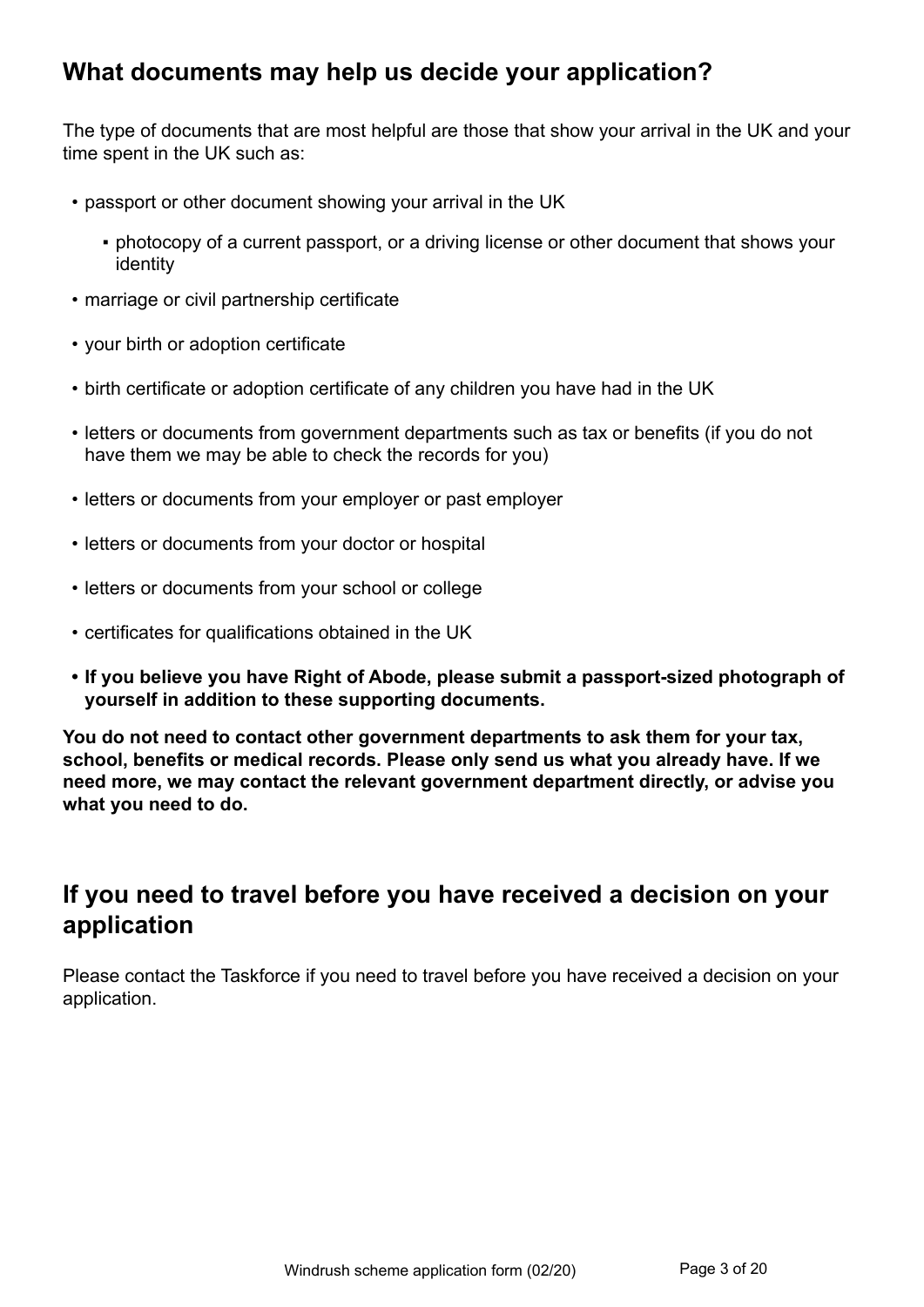## What documents may help us decide your application?

The type of documents that are most helpful are those that show your arrival in the UK and your time spent in the UK such as:

- passport or other document showing your arrival in the UK
    - photocopy of a current passport, or a driving license or other document that shows your identity
- marriage or civil partnership certificate
- your birth or adoption certificate
- birth certificate or adoption certificate of any children you have had in the UK
- letters or documents from government departments such as tax or benefits (if you do not have them we may be able to check the records for you)
- letters or documents from your employer or past employer
- letters or documents from your doctor or hospital
- letters or documents from your school or college
- certificates for qualifications obtained in the UK
- **If you believe you have Right of Abode, please submit a passport-sized photograph of yourself in addition to these supporting documents.**

**You do not need to contact other government departments to ask them for your tax, school, benefits or medical records. Please only send us what you already have. If we need more, we may contact the relevant government department directly, or advise you what you need to do.**

## If you need to travel before you have received a decision on your application

Please contact the Taskforce if you need to travel before you have received a decision on your application.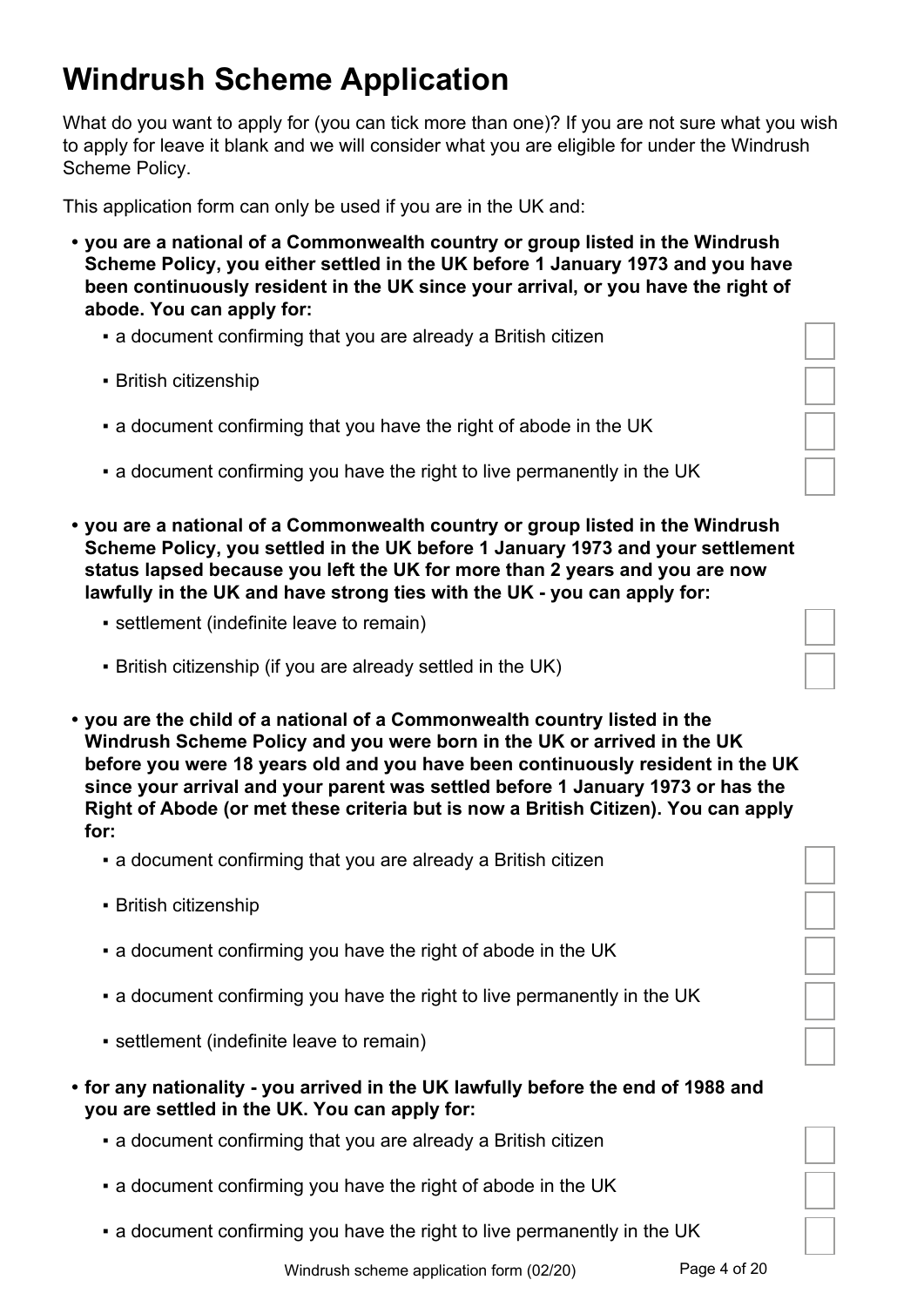# Windrush Scheme Application

What do you want to apply for (you can tick more than one)? If you are not sure what you wish to apply for leave it blank and we will consider what you are eligible for under the Windrush Scheme Policy.

This application form can only be used if you are in the UK and:

- **you are a national of a Commonwealth country or group listed in the Windrush Scheme Policy, you either settled in the UK before 1 January 1973 and you have been continuously resident in the UK since your arrival, or you have the right of abode. You can apply for:**
  - a document confirming that you are already a British citizen ☐
  - British citizenship ☐
  - a document confirming that you have the right of abode in the UK ☐
  - a document confirming you have the right to live permanently in the UK ☐
- **you are a national of a Commonwealth country or group listed in the Windrush Scheme Policy, you settled in the UK before 1 January 1973 and your settlement status lapsed because you left the UK for more than 2 years and you are now lawfully in the UK and have strong ties with the UK - you can apply for:**
  - settlement (indefinite leave to remain) ☐
  - British citizenship (if you are already settled in the UK) ☐
- **you are the child of a national of a Commonwealth country listed in the Windrush Scheme Policy and you were born in the UK or arrived in the UK before you were 18 years old and you have been continuously resident in the UK since your arrival and your parent was settled before 1 January 1973 or has the Right of Abode (or met these criteria but is now a British Citizen). You can apply for:**
  - a document confirming that you are already a British citizen ☐
  - British citizenship ☐
  - a document confirming you have the right of abode in the UK ☐
  - a document confirming you have the right to live permanently in the UK ☐
  - settlement (indefinite leave to remain) ☐
- **for any nationality - you arrived in the UK lawfully before the end of 1988 and you are settled in the UK. You can apply for:**
  - a document confirming that you are already a British citizen ☐
  - a document confirming you have the right of abode in the UK ☐
  - a document confirming you have the right to live permanently in the UK ☐

Windrush scheme application form (02/20)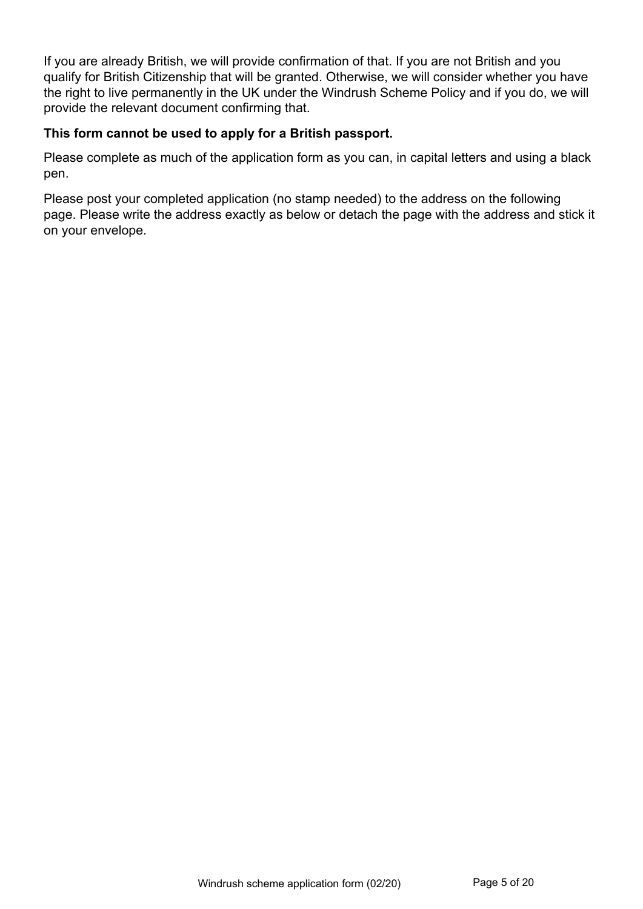If you are already British, we will provide confirmation of that. If you are not British and you qualify for British Citizenship that will be granted. Otherwise, we will consider whether you have the right to live permanently in the UK under the Windrush Scheme Policy and if you do, we will provide the relevant document confirming that.

**This form cannot be used to apply for a British passport.**

Please complete as much of the application form as you can, in capital letters and using a black pen.

Please post your completed application (no stamp needed) to the address on the following page. Please write the address exactly as below or detach the page with the address and stick it on your envelope.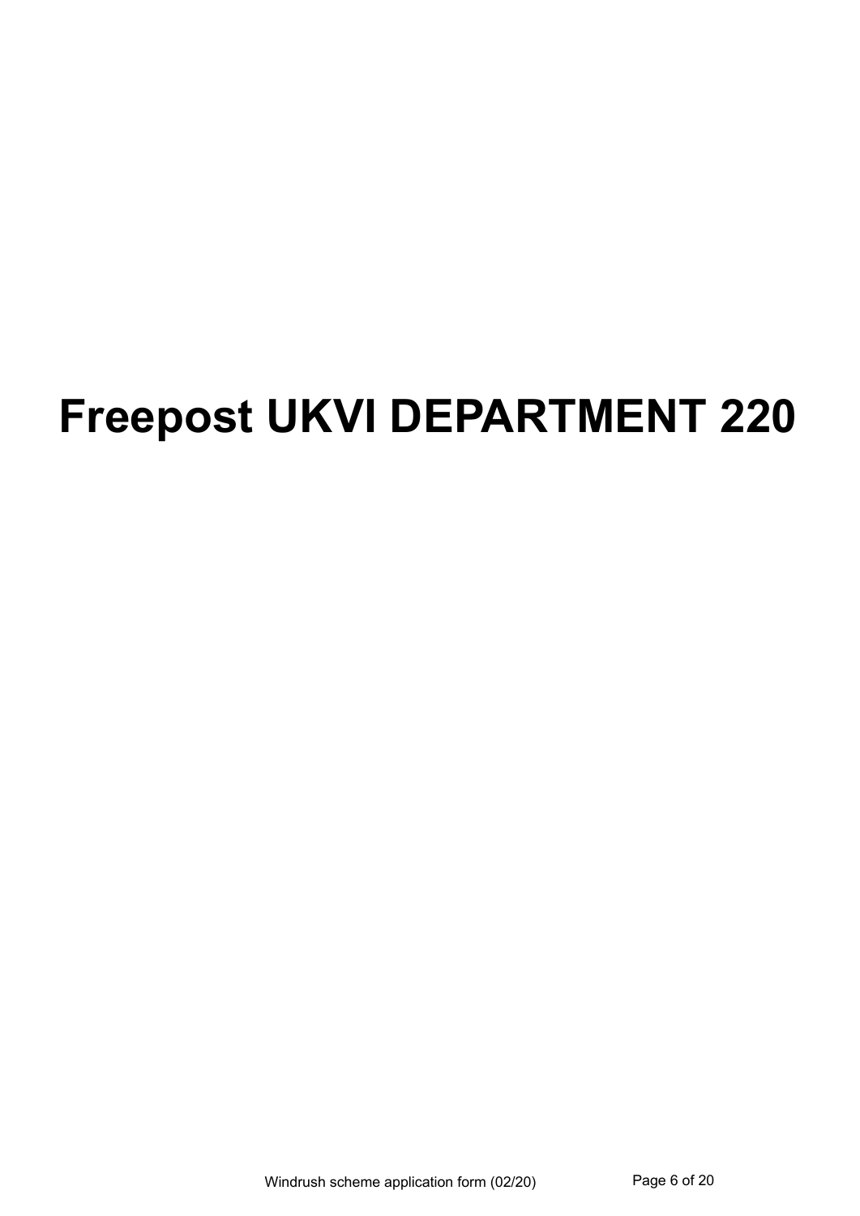# Freepost UKVI DEPARTMENT 220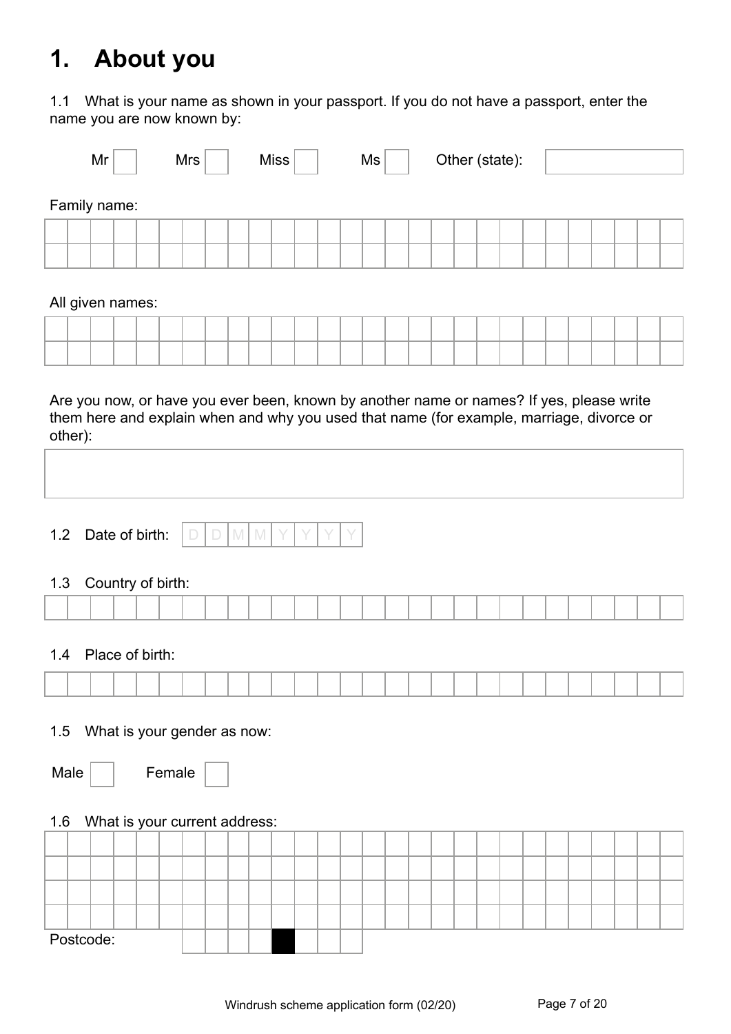# 1. About you

1.1 What is your name as shown in your passport. If you do not have a passport, enter the name you are now known by:

Mr ☐ Mrs ☐ Miss ☐ Ms ☐ Other (state): ____________

Family name:

All given names:

Are you now, or have you ever been, known by another name or names? If yes, please write them here and explain when and why you used that name (for example, marriage, divorce or other):

1.2 Date of birth: D D M M Y Y Y Y

1.3 Country of birth:

1.4 Place of birth:

1.5 What is your gender as now:

Male ☐ Female ☐

1.6 What is your current address:

Postcode: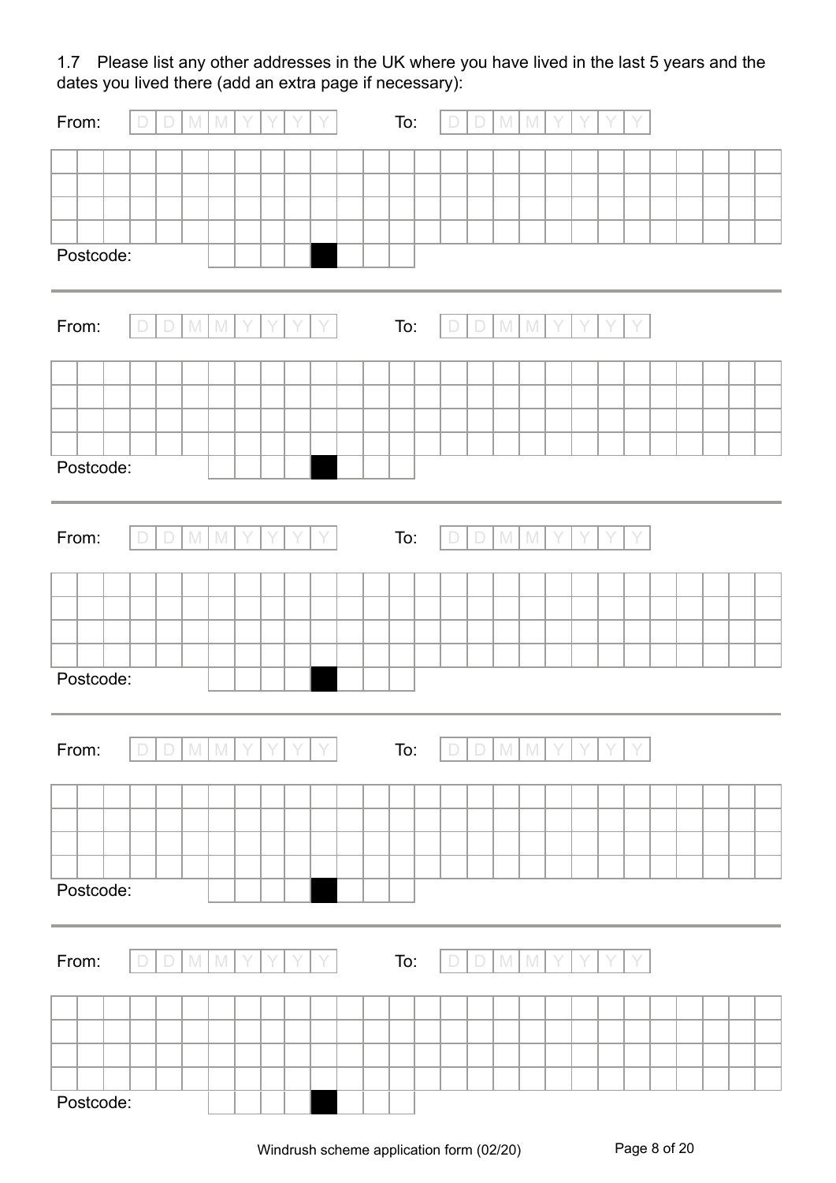1.7 Please list any other addresses in the UK where you have lived in the last 5 years and the dates you lived there (add an extra page if necessary):

From: D D M M Y Y Y Y To: D D M M Y Y Y Y

Postcode:

---

From: D D M M Y Y Y Y To: D D M M Y Y Y Y

Postcode:

---

From: D D M M Y Y Y Y To: D D M M Y Y Y Y

Postcode:

---

From: D D M M Y Y Y Y To: D D M M Y Y Y Y

Postcode:

---

From: D D M M Y Y Y Y To: D D M M Y Y Y Y

Postcode:

Windrush scheme application form (02/20)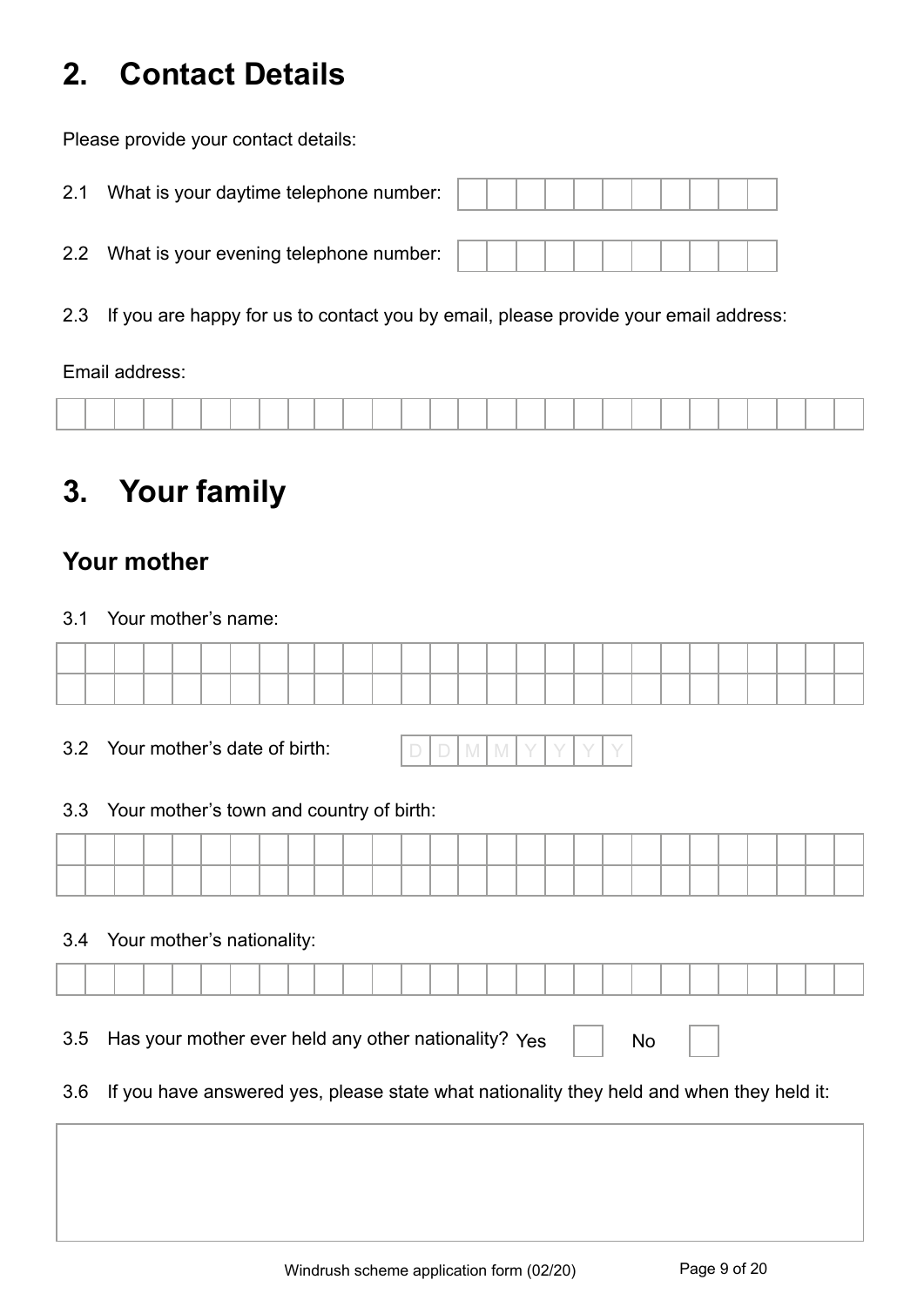## 2. Contact Details

Please provide your contact details:

2.1 What is your daytime telephone number:

2.2 What is your evening telephone number:

2.3 If you are happy for us to contact you by email, please provide your email address:

Email address:

## 3. Your family

### Your mother

3.1 Your mother's name:

3.2 Your mother's date of birth: D D M M Y Y Y Y

3.3 Your mother's town and country of birth:

3.4 Your mother's nationality:

3.5 Has your mother ever held any other nationality? Yes ☐ No ☐

3.6 If you have answered yes, please state what nationality they held and when they held it: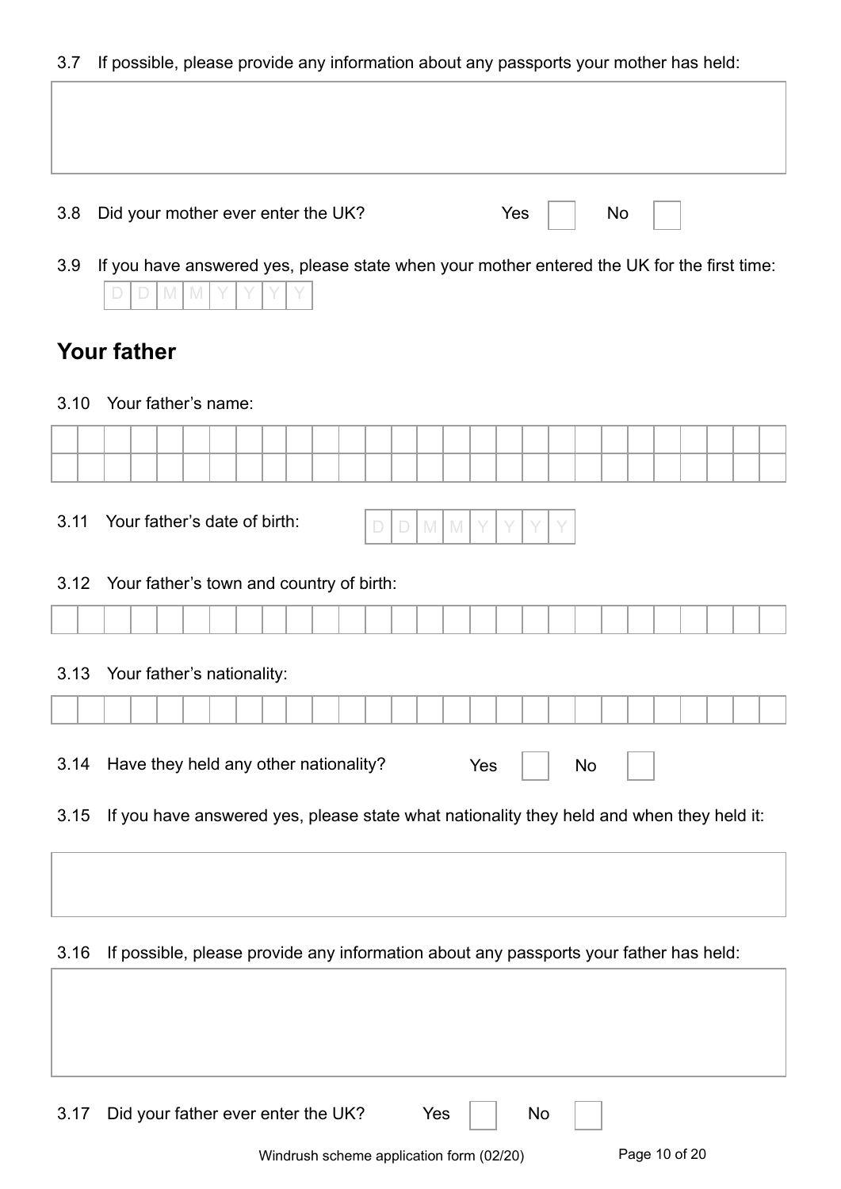3.7 If possible, please provide any information about any passports your mother has held:

3.8 Did your mother ever enter the UK? Yes ☐ No ☐

3.9 If you have answered yes, please state when your mother entered the UK for the first time:

D D M M Y Y Y Y

## Your father

3.10 Your father's name:

3.11 Your father's date of birth: D D M M Y Y Y Y

3.12 Your father's town and country of birth:

3.13 Your father's nationality:

3.14 Have they held any other nationality? Yes ☐ No ☐

3.15 If you have answered yes, please state what nationality they held and when they held it:

3.16 If possible, please provide any information about any passports your father has held:

3.17 Did your father ever enter the UK? Yes ☐ No ☐

Windrush scheme application form (02/20)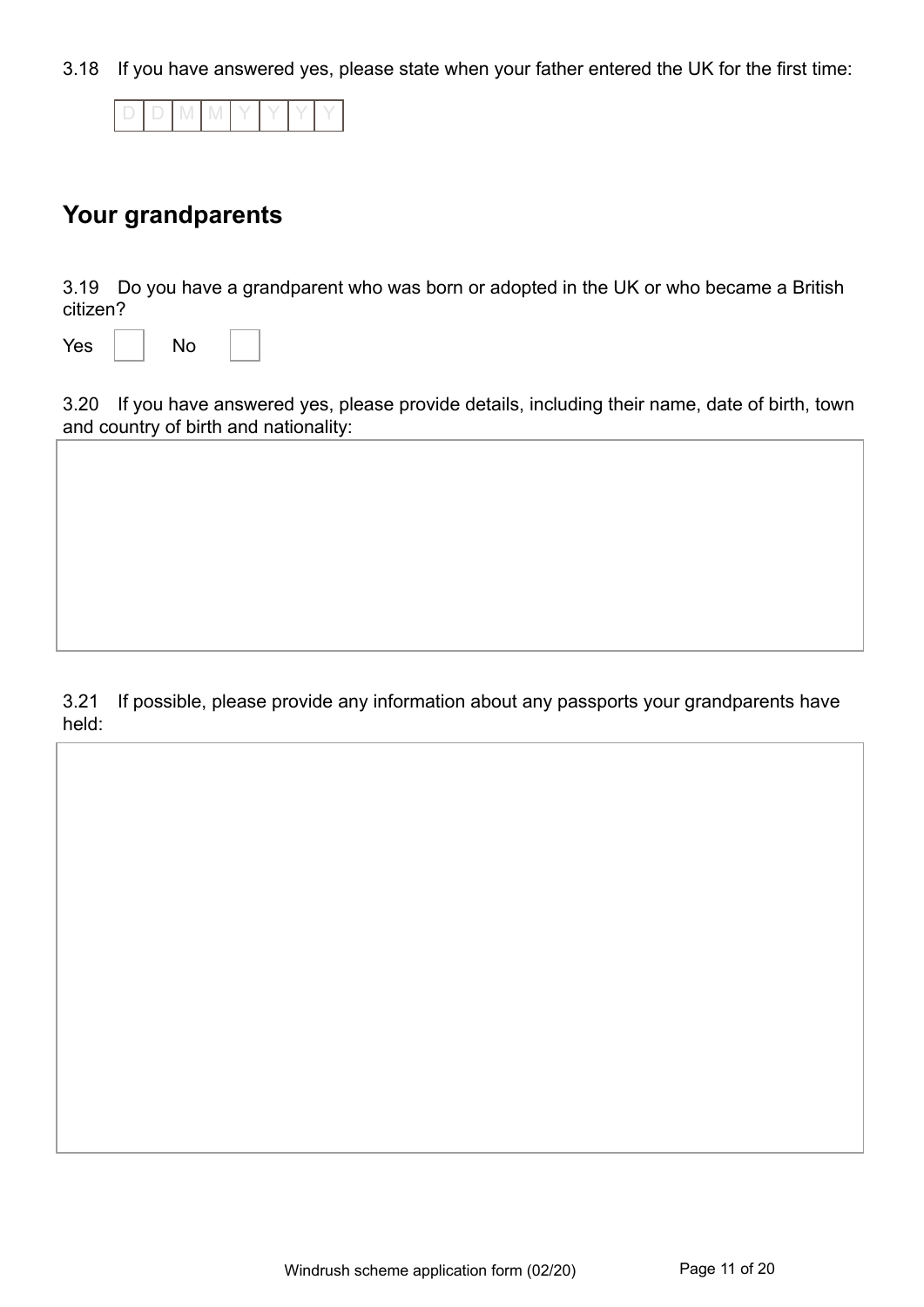3.18 If you have answered yes, please state when your father entered the UK for the first time:

| D | D | M | M | Y | Y | Y | Y |
|---|---|---|---|---|---|---|---|

## Your grandparents

3.19 Do you have a grandparent who was born or adopted in the UK or who became a British citizen?

Yes ☐ No ☐

3.20 If you have answered yes, please provide details, including their name, date of birth, town and country of birth and nationality:

3.21 If possible, please provide any information about any passports your grandparents have held: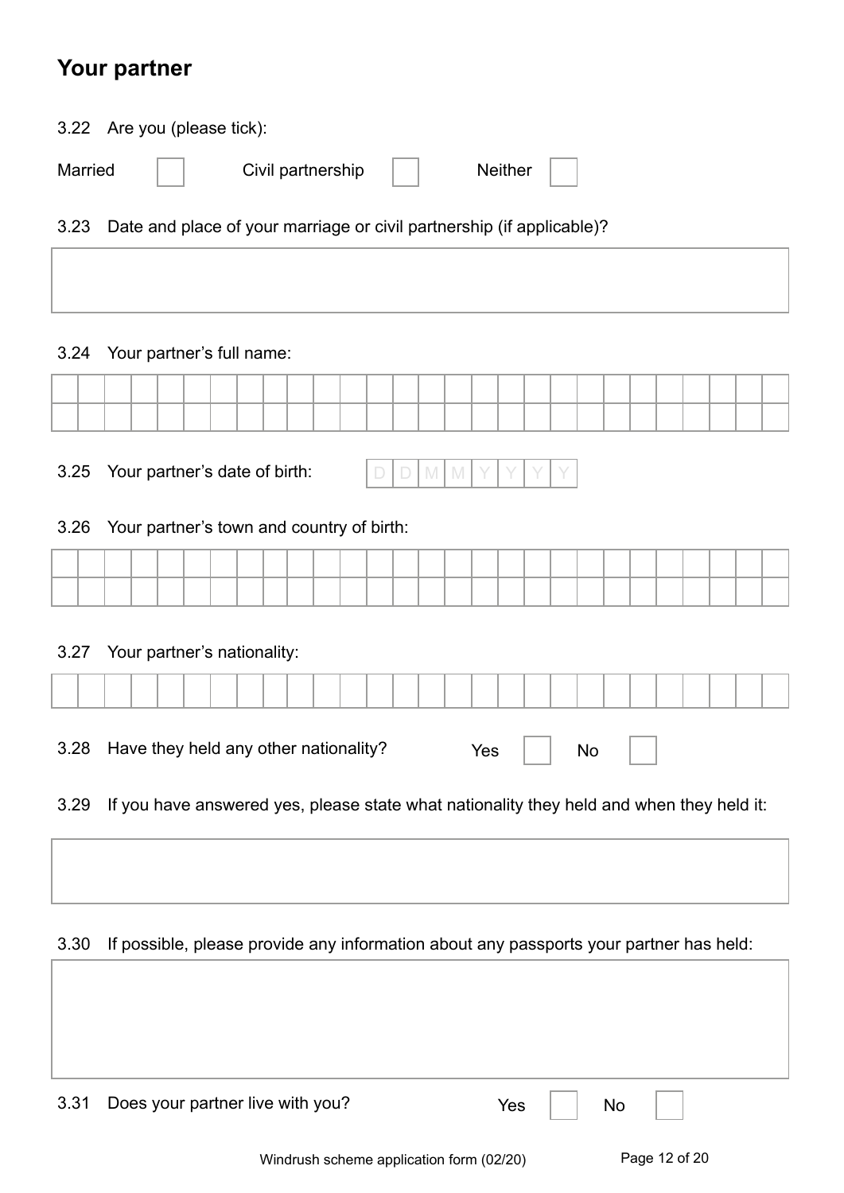## Your partner

3.22 Are you (please tick):

Married ☐ Civil partnership ☐ Neither ☐

3.23 Date and place of your marriage or civil partnership (if applicable)?

3.24 Your partner's full name:

3.25 Your partner's date of birth: D D M M Y Y Y Y

3.26 Your partner's town and country of birth:

3.27 Your partner's nationality:

3.28 Have they held any other nationality? Yes ☐ No ☐

3.29 If you have answered yes, please state what nationality they held and when they held it:

3.30 If possible, please provide any information about any passports your partner has held:

3.31 Does your partner live with you? Yes ☐ No ☐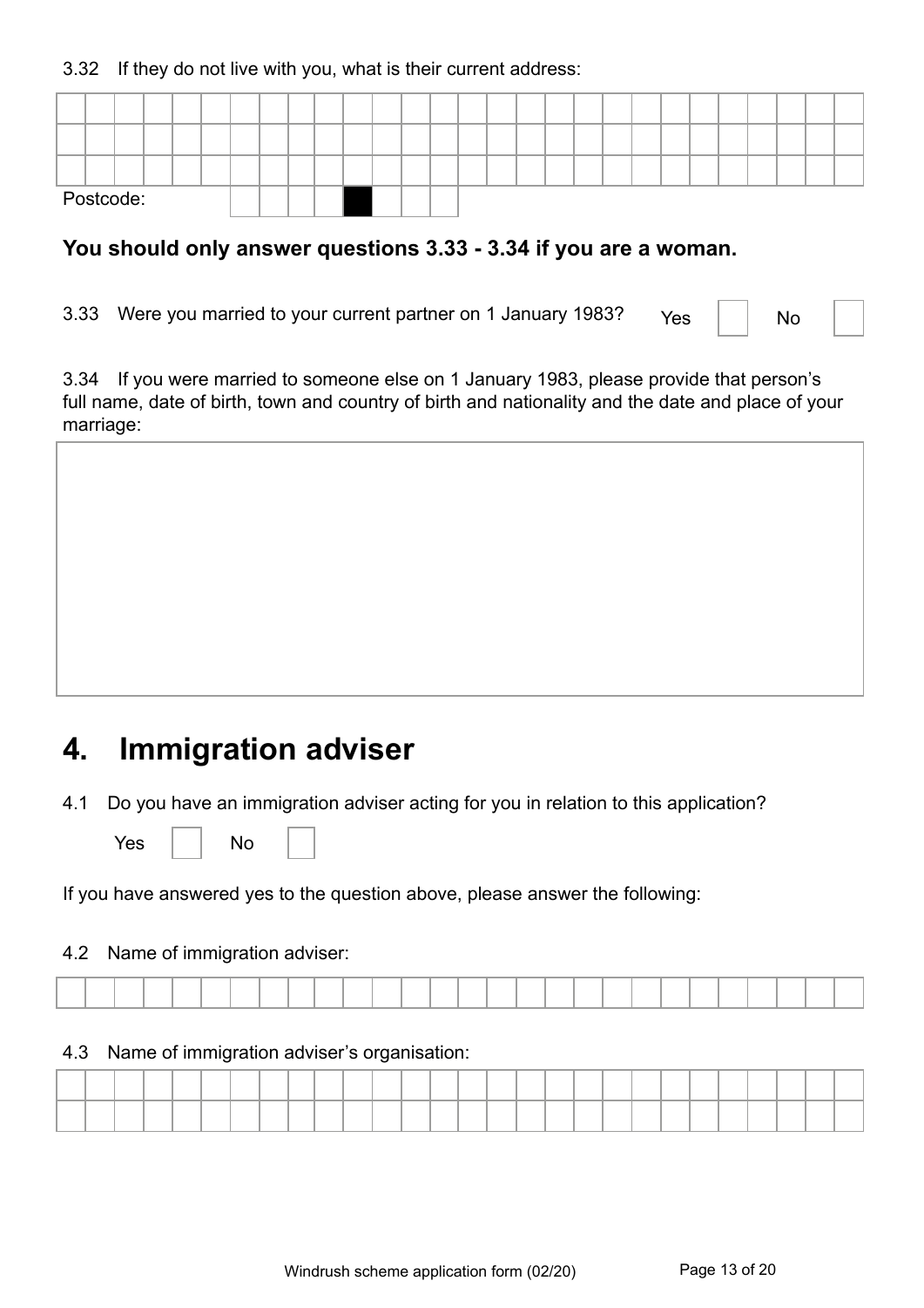3.32 If they do not live with you, what is their current address:

Postcode:

**You should only answer questions 3.33 - 3.34 if you are a woman.**

3.33 Were you married to your current partner on 1 January 1983? Yes ☐ No ☐

3.34 If you were married to someone else on 1 January 1983, please provide that person's full name, date of birth, town and country of birth and nationality and the date and place of your marriage:

# 4. Immigration adviser

4.1 Do you have an immigration adviser acting for you in relation to this application?

Yes ☐ No ☐

If you have answered yes to the question above, please answer the following:

4.2 Name of immigration adviser:

4.3 Name of immigration adviser's organisation: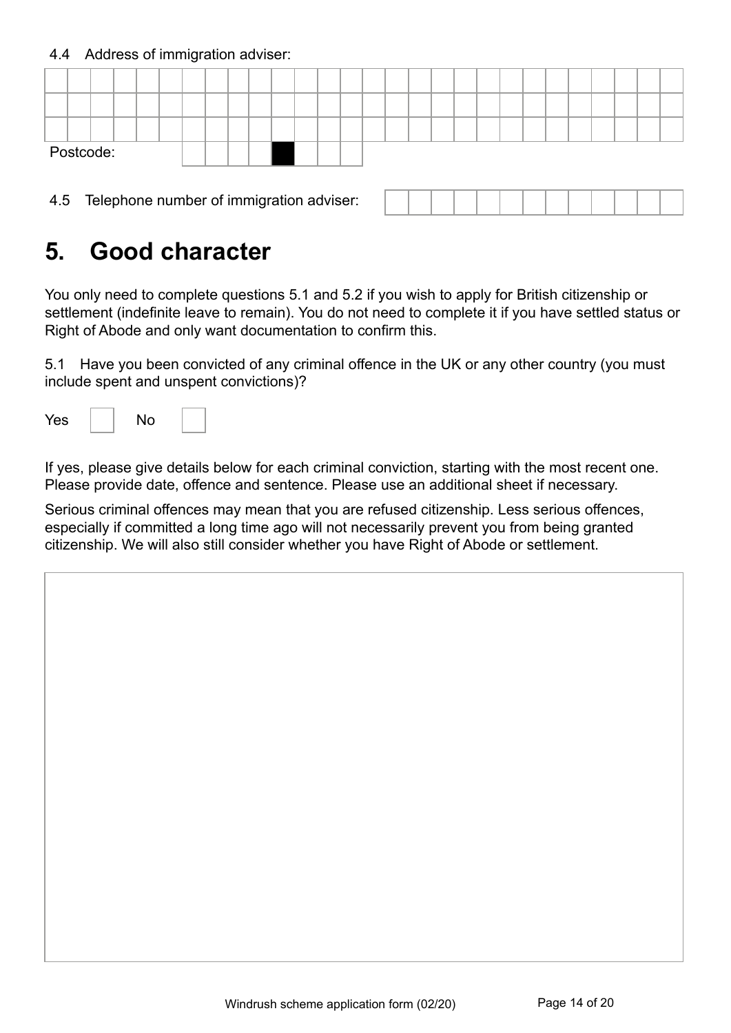4.4 Address of immigration adviser:

Postcode:

4.5 Telephone number of immigration adviser:

# 5. Good character

You only need to complete questions 5.1 and 5.2 if you wish to apply for British citizenship or settlement (indefinite leave to remain). You do not need to complete it if you have settled status or Right of Abode and only want documentation to confirm this.

5.1 Have you been convicted of any criminal offence in the UK or any other country (you must include spent and unspent convictions)?

Yes ☐ No ☐

If yes, please give details below for each criminal conviction, starting with the most recent one. Please provide date, offence and sentence. Please use an additional sheet if necessary.

Serious criminal offences may mean that you are refused citizenship. Less serious offences, especially if committed a long time ago will not necessarily prevent you from being granted citizenship. We will also still consider whether you have Right of Abode or settlement.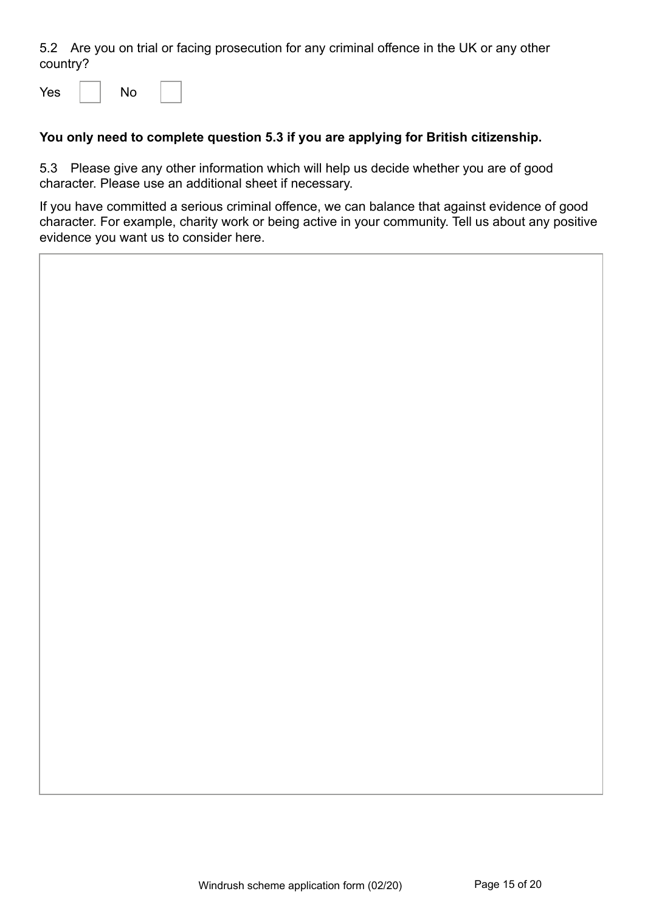5.2 Are you on trial or facing prosecution for any criminal offence in the UK or any other country?

Yes ☐ No ☐

**You only need to complete question 5.3 if you are applying for British citizenship.**

5.3 Please give any other information which will help us decide whether you are of good character. Please use an additional sheet if necessary.

If you have committed a serious criminal offence, we can balance that against evidence of good character. For example, charity work or being active in your community. Tell us about any positive evidence you want us to consider here.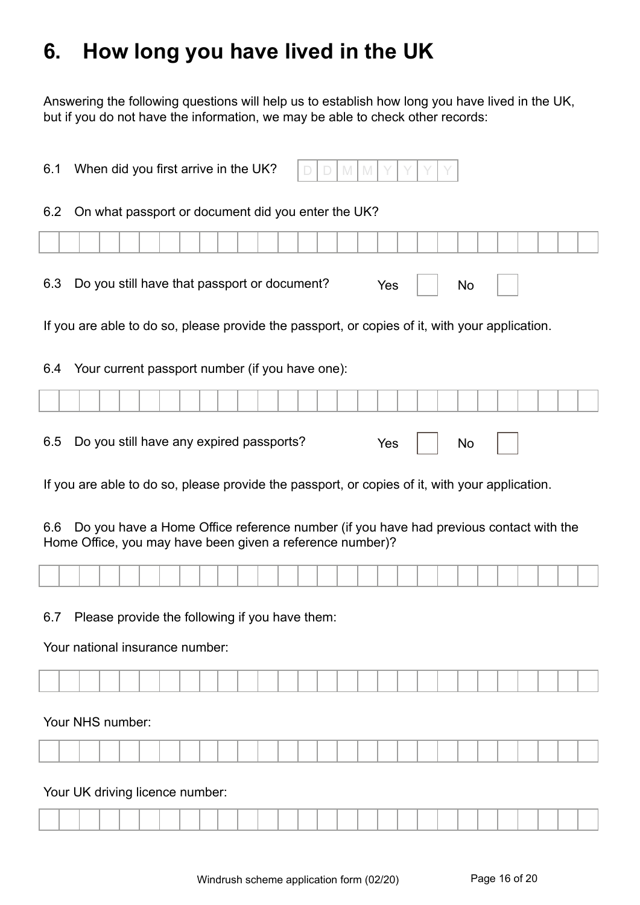# 6. How long you have lived in the UK

Answering the following questions will help us to establish how long you have lived in the UK, but if you do not have the information, we may be able to check other records:

6.1 When did you first arrive in the UK? D D M M Y Y Y Y

6.2 On what passport or document did you enter the UK?

6.3 Do you still have that passport or document? Yes ☐ No ☐

If you are able to do so, please provide the passport, or copies of it, with your application.

6.4 Your current passport number (if you have one):

6.5 Do you still have any expired passports? Yes ☐ No ☐

If you are able to do so, please provide the passport, or copies of it, with your application.

6.6 Do you have a Home Office reference number (if you have had previous contact with the Home Office, you may have been given a reference number)?

6.7 Please provide the following if you have them:

Your national insurance number:

Your NHS number:

Your UK driving licence number:

Windrush scheme application form (02/20)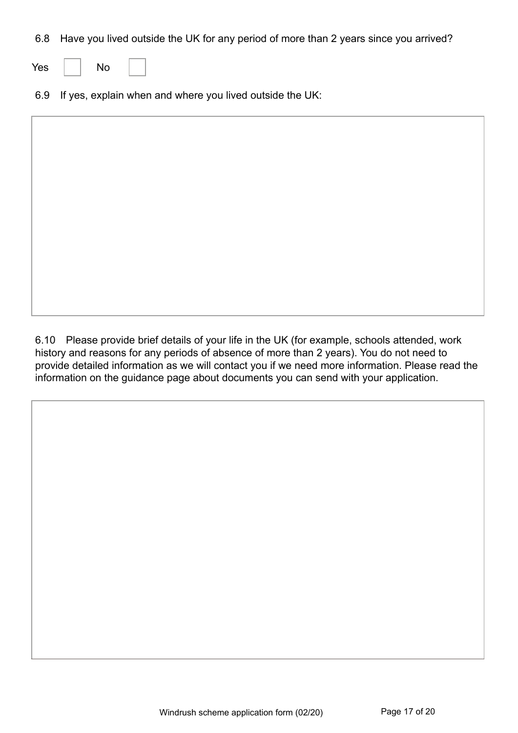6.8 Have you lived outside the UK for any period of more than 2 years since you arrived?

Yes ☐ No ☐

6.9 If yes, explain when and where you lived outside the UK:

| |
|---|
| |

6.10 Please provide brief details of your life in the UK (for example, schools attended, work history and reasons for any periods of absence of more than 2 years). You do not need to provide detailed information as we will contact you if we need more information. Please read the information on the guidance page about documents you can send with your application.

| |
|---|
| |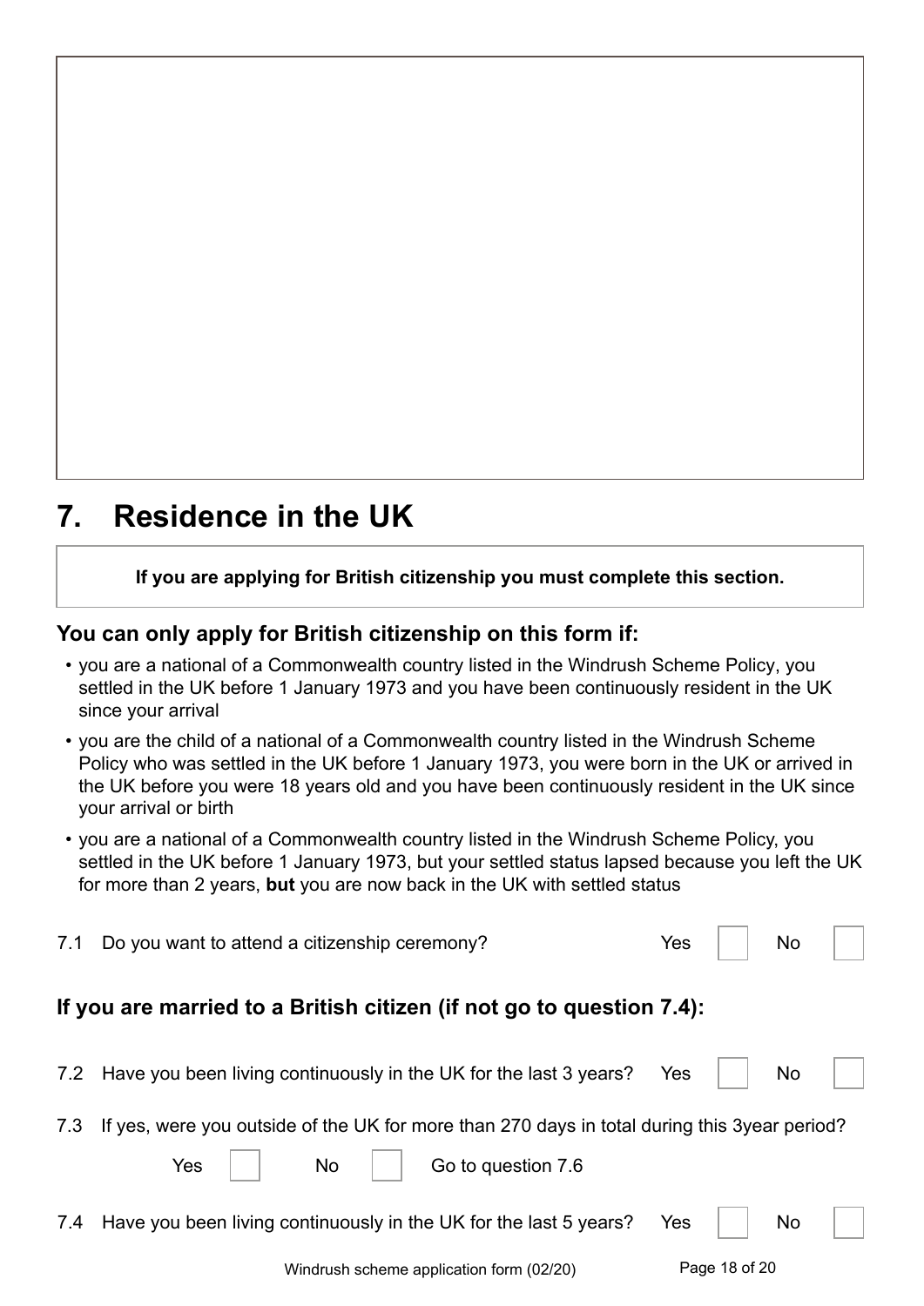## 7. Residence in the UK

**If you are applying for British citizenship you must complete this section.**

### You can only apply for British citizenship on this form if:

- you are a national of a Commonwealth country listed in the Windrush Scheme Policy, you settled in the UK before 1 January 1973 and you have been continuously resident in the UK since your arrival
- you are the child of a national of a Commonwealth country listed in the Windrush Scheme Policy who was settled in the UK before 1 January 1973, you were born in the UK or arrived in the UK before you were 18 years old and you have been continuously resident in the UK since your arrival or birth
- you are a national of a Commonwealth country listed in the Windrush Scheme Policy, you settled in the UK before 1 January 1973, but your settled status lapsed because you left the UK for more than 2 years, **but** you are now back in the UK with settled status

7.1 Do you want to attend a citizenship ceremony? Yes ☐ No ☐

### If you are married to a British citizen (if not go to question 7.4):

7.2 Have you been living continuously in the UK for the last 3 years? Yes ☐ No ☐

7.3 If yes, were you outside of the UK for more than 270 days in total during this 3year period?

Yes ☐ No ☐ Go to question 7.6

7.4 Have you been living continuously in the UK for the last 5 years? Yes ☐ No ☐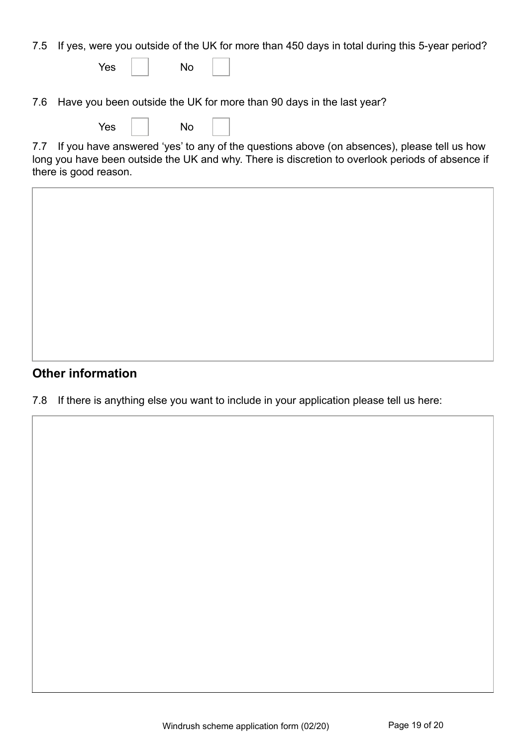7.5 If yes, were you outside of the UK for more than 450 days in total during this 5-year period?

Yes ☐ No ☐

7.6 Have you been outside the UK for more than 90 days in the last year?

Yes ☐ No ☐

7.7 If you have answered 'yes' to any of the questions above (on absences), please tell us how long you have been outside the UK and why. There is discretion to overlook periods of absence if there is good reason.

|   |
|---|
|   |

## Other information

7.8 If there is anything else you want to include in your application please tell us here:

|   |
|---|
|   |

Windrush scheme application form (02/20)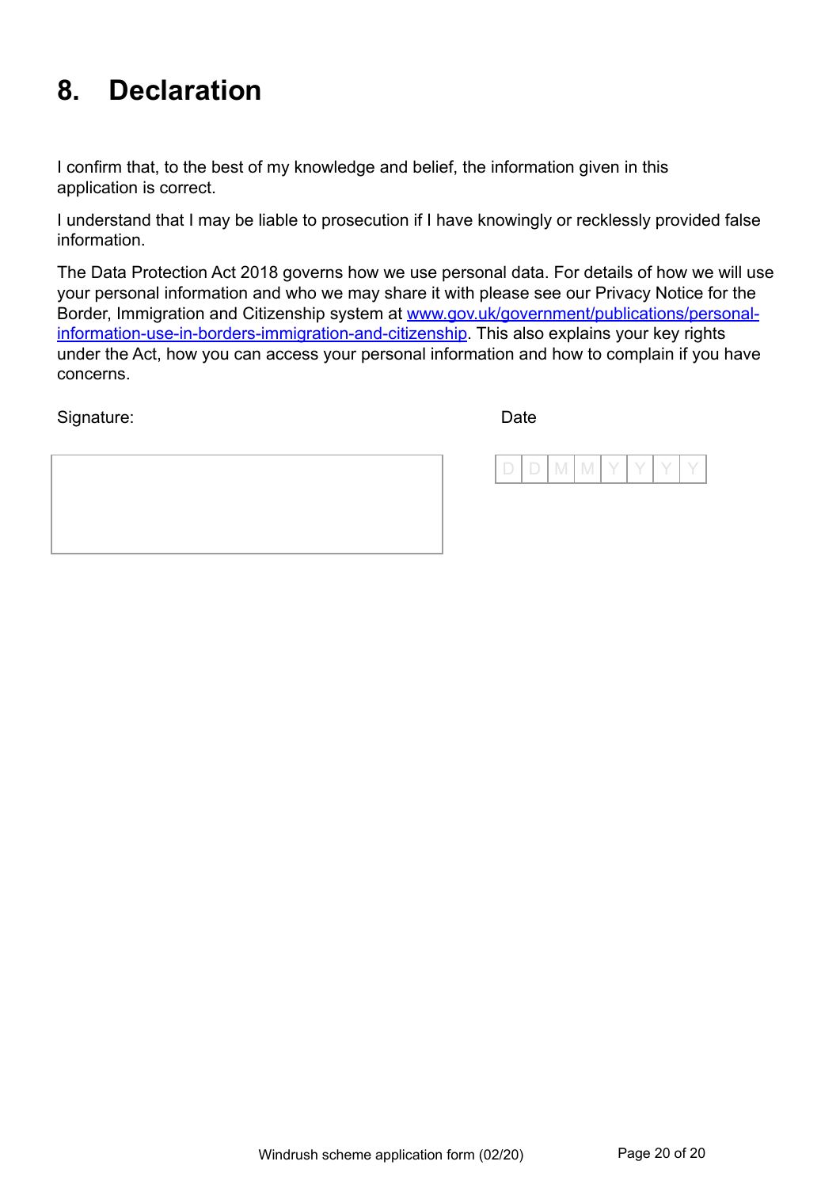# 8. Declaration

I confirm that, to the best of my knowledge and belief, the information given in this application is correct.

I understand that I may be liable to prosecution if I have knowingly or recklessly provided false information.

The Data Protection Act 2018 governs how we use personal data. For details of how we will use your personal information and who we may share it with please see our Privacy Notice for the Border, Immigration and Citizenship system at [www.gov.uk/government/publications/personal-information-use-in-borders-immigration-and-citizenship](www.gov.uk/government/publications/personal-information-use-in-borders-immigration-and-citizenship). This also explains your key rights under the Act, how you can access your personal information and how to complain if you have concerns.

Signature:

Date

| D | D | M | M | Y | Y | Y | Y |
|---|---|---|---|---|---|---|---|
| | | | | | | | |